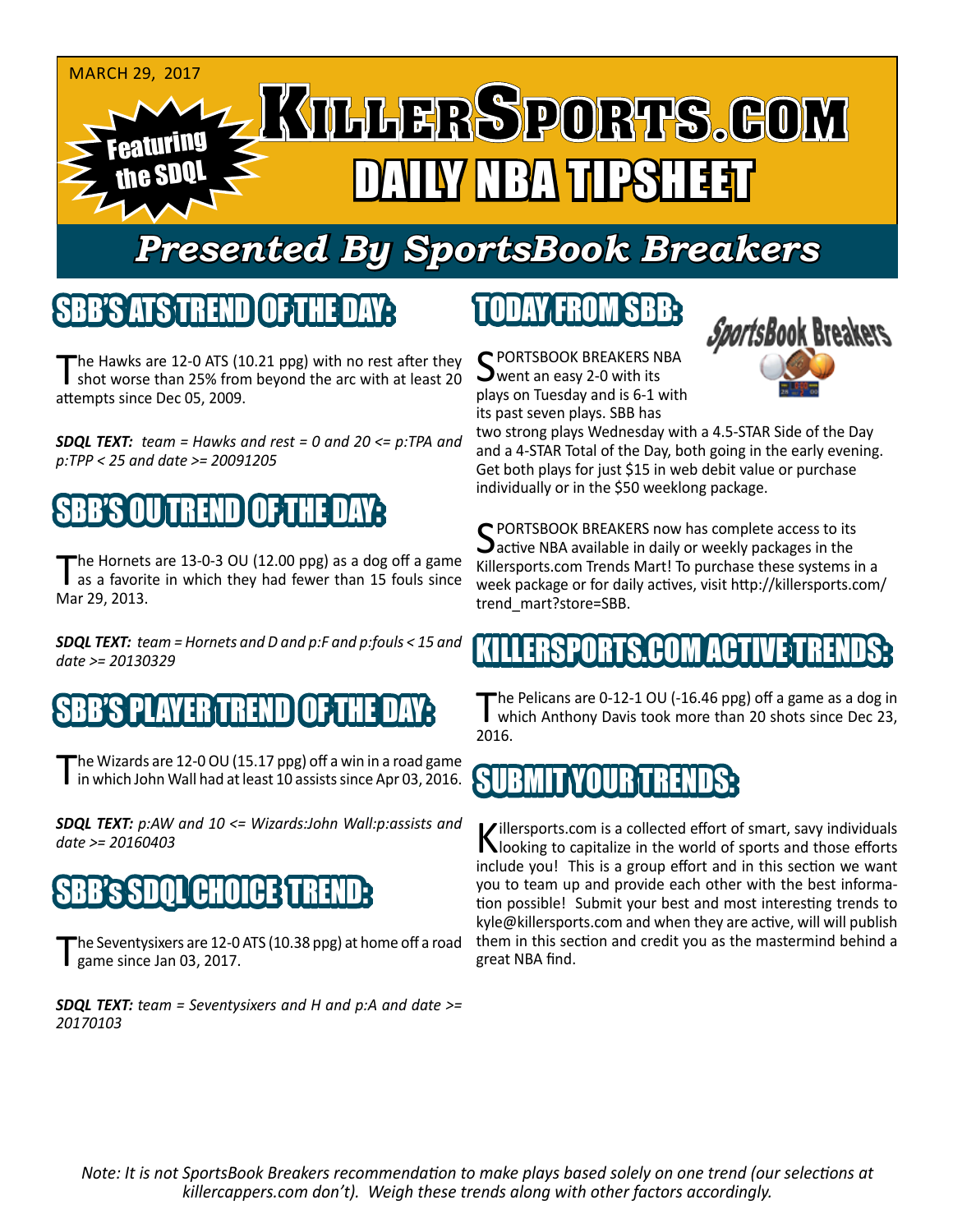MARCH 29, 2017

Featuring the SDQL

# KILLERSPORTS.COM
# DAILY NBA TIPSHEET

## Presented By SportsBook Breakers

## SBB'S ATS TREND OF THE DAY:

The Hawks are 12-0 ATS (10.21 ppg) with no rest after they shot worse than 25% from beyond the arc with at least 20 attempts since Dec 05, 2009.

***SDQL TEXT:*** *team = Hawks and rest = 0 and 20 <= p:TPA and p:TPP < 25 and date >= 20091205*

## SBB'S OU TREND OF THE DAY:

The Hornets are 13-0-3 OU (12.00 ppg) as a dog off a game as a favorite in which they had fewer than 15 fouls since Mar 29, 2013.

***SDQL TEXT:*** *team = Hornets and D and p:F and p:fouls < 15 and date >= 20130329*

## SBB'S PLAYER TREND OF THE DAY:

The Wizards are 12-0 OU (15.17 ppg) off a win in a road game in which John Wall had at least 10 assists since Apr 03, 2016.

***SDQL TEXT:*** *p:AW and 10 <= Wizards:John Wall:p:assists and date >= 20160403*

## SBB's SDQL CHOICE TREND:

The Seventysixers are 12-0 ATS (10.38 ppg) at home off a road game since Jan 03, 2017.

***SDQL TEXT:*** *team = Seventysixers and H and p:A and date >= 20170103*

## TODAY FROM SBB:

SportsBook Breakers

SPORTSBOOK BREAKERS NBA went an easy 2-0 with its plays on Tuesday and is 6-1 with its past seven plays. SBB has two strong plays Wednesday with a 4.5-STAR Side of the Day and a 4-STAR Total of the Day, both going in the early evening. Get both plays for just $15 in web debit value or purchase individually or in the $50 weeklong package.

SPORTSBOOK BREAKERS now has complete access to its active NBA available in daily or weekly packages in the Killersports.com Trends Mart! To purchase these systems in a week package or for daily actives, visit http://killersports.com/trend_mart?store=SBB.

## KILLERSPORTS.COM ACTIVE TRENDS:

The Pelicans are 0-12-1 OU (-16.46 ppg) off a game as a dog in which Anthony Davis took more than 20 shots since Dec 23, 2016.

## SUBMIT YOUR TRENDS:

Killersports.com is a collected effort of smart, savy individuals looking to capitalize in the world of sports and those efforts include you! This is a group effort and in this section we want you to team up and provide each other with the best information possible! Submit your best and most interesting trends to kyle@killersports.com and when they are active, will will publish them in this section and credit you as the mastermind behind a great NBA find.

*Note: It is not SportsBook Breakers recommendation to make plays based solely on one trend (our selections at killercappers.com don't). Weigh these trends along with other factors accordingly.*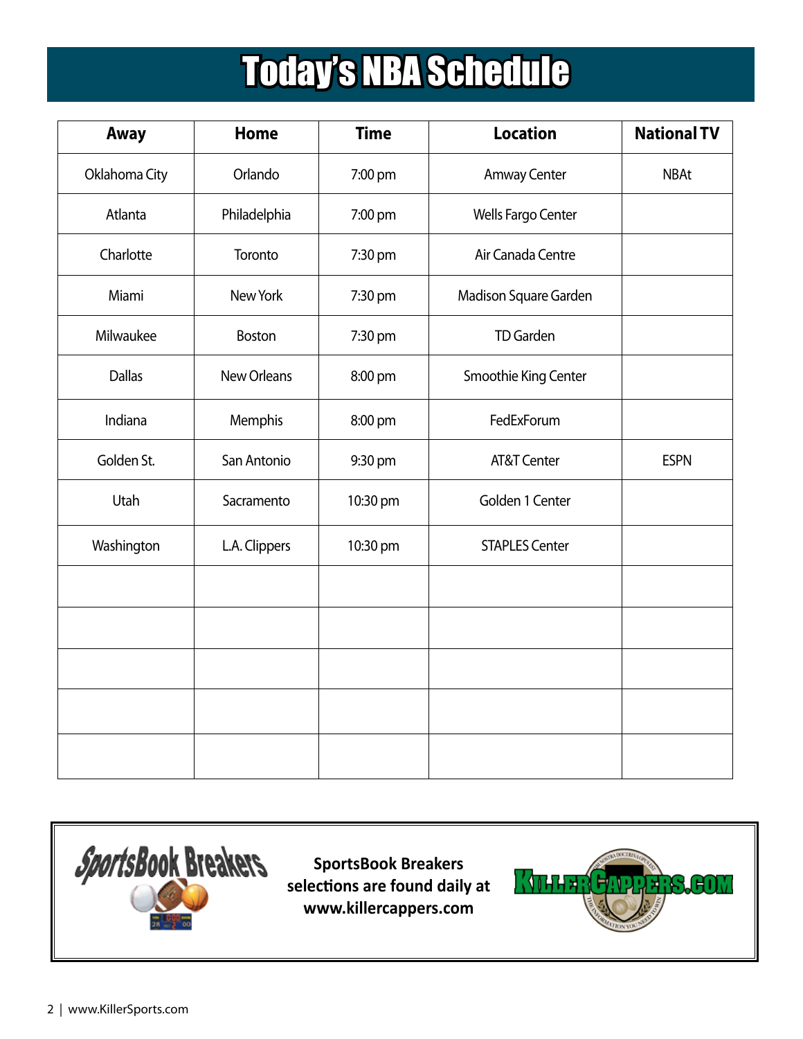# Today's NBA Schedule

| Away | Home | Time | Location | National TV |
|---|---|---|---|---|
| Oklahoma City | Orlando | 7:00 pm | Amway Center | NBAt |
| Atlanta | Philadelphia | 7:00 pm | Wells Fargo Center | |
| Charlotte | Toronto | 7:30 pm | Air Canada Centre | |
| Miami | New York | 7:30 pm | Madison Square Garden | |
| Milwaukee | Boston | 7:30 pm | TD Garden | |
| Dallas | New Orleans | 8:00 pm | Smoothie King Center | |
| Indiana | Memphis | 8:00 pm | FedExForum | |
| Golden St. | San Antonio | 9:30 pm | AT&T Center | ESPN |
| Utah | Sacramento | 10:30 pm | Golden 1 Center | |
| Washington | L.A. Clippers | 10:30 pm | STAPLES Center | |
| | | | | |
| | | | | |
| | | | | |
| | | | | |
| | | | | |

SportsBook Breakers

**SportsBook Breakers selections are found daily at www.killercappers.com**

KILLERCAPPERS.COM